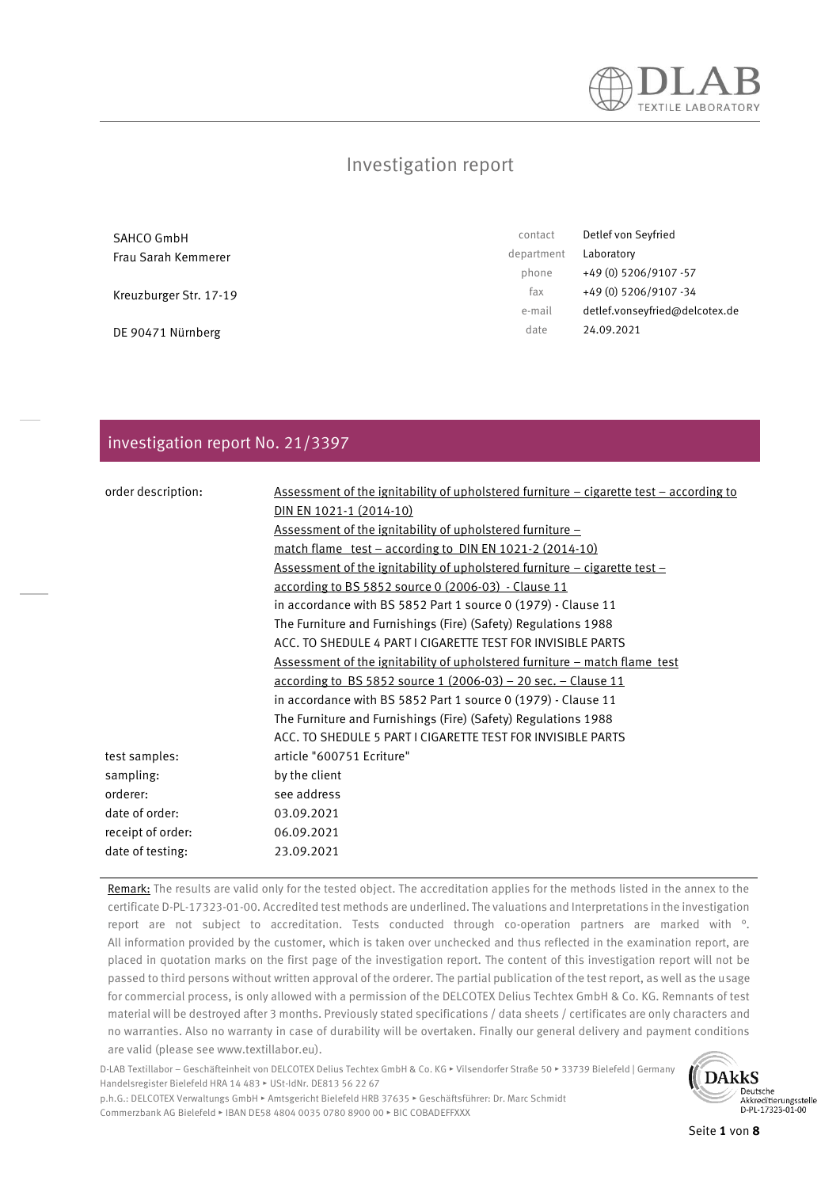DLAB
TEXTILE LABORATORY

# Investigation report

SAHCO GmbH
Frau Sarah Kemmerer

Kreuzburger Str. 17-19

DE 90471 Nürnberg

| | |
|---|---|
| contact | Detlef von Seyfried |
| department | Laboratory |
| phone | +49 (0) 5206/9107 -57 |
| fax | +49 (0) 5206/9107 -34 |
| e-mail | detlef.vonseyfried@delcotex.de |
| date | 24.09.2021 |

## investigation report No. 21/3397

| | |
|---|---|
| order description: | Assessment of the ignitability of upholstered furniture – cigarette test – according to DIN EN 1021-1 (2014-10)<br>Assessment of the ignitability of upholstered furniture – match flame test – according to DIN EN 1021-2 (2014-10)<br>Assessment of the ignitability of upholstered furniture – cigarette test – according to BS 5852 source 0 (2006-03) - Clause 11<br>in accordance with BS 5852 Part 1 source 0 (1979) - Clause 11<br>The Furniture and Furnishings (Fire) (Safety) Regulations 1988<br>ACC. TO SHEDULE 4 PART I CIGARETTE TEST FOR INVISIBLE PARTS<br>Assessment of the ignitability of upholstered furniture – match flame test according to BS 5852 source 1 (2006-03) – 20 sec. – Clause 11<br>in accordance with BS 5852 Part 1 source 0 (1979) - Clause 11<br>The Furniture and Furnishings (Fire) (Safety) Regulations 1988<br>ACC. TO SHEDULE 5 PART I CIGARETTE TEST FOR INVISIBLE PARTS |
| test samples: | article "600751 Ecriture" |
| sampling: | by the client |
| orderer: | see address |
| date of order: | 03.09.2021 |
| receipt of order: | 06.09.2021 |
| date of testing: | 23.09.2021 |

Remark: The results are valid only for the tested object. The accreditation applies for the methods listed in the annex to the certificate D-PL-17323-01-00. Accredited test methods are underlined. The valuations and Interpretations in the investigation report are not subject to accreditation. Tests conducted through co-operation partners are marked with °. All information provided by the customer, which is taken over unchecked and thus reflected in the examination report, are placed in quotation marks on the first page of the investigation report. The content of this investigation report will not be passed to third persons without written approval of the orderer. The partial publication of the test report, as well as the usage for commercial process, is only allowed with a permission of the DELCOTEX Delius Techtex GmbH & Co. KG. Remnants of test material will be destroyed after 3 months. Previously stated specifications / data sheets / certificates are only characters and no warranties. Also no warranty in case of durability will be overtaken. Finally our general delivery and payment conditions are valid (please see www.textillabor.eu).

D-LAB Textillabor – Geschäfteinheit von DELCOTEX Delius Techtex GmbH & Co. KG ▸ Vilsendorfer Straße 50 ▸ 33739 Bielefeld | Germany
Handelsregister Bielefeld HRA 14 483 ▸ USt-IdNr. DE813 56 22 67
p.h.G.: DELCOTEX Verwaltungs GmbH ▸ Amtsgericht Bielefeld HRB 37635 ▸ Geschäftsführer: Dr. Marc Schmidt
Commerzbank AG Bielefeld ▸ IBAN DE58 4804 0035 0780 8900 00 ▸ BIC COBADEFFXXX

DAkkS Deutsche Akkreditierungsstelle D-PL-17323-01-00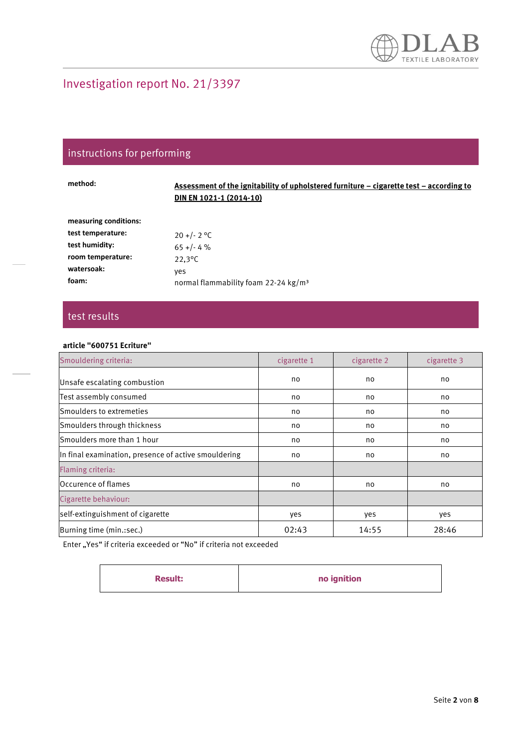# Investigation report No. 21/3397

## instructions for performing

**method:** **Assessment of the ignitability of upholstered furniture – cigarette test – according to DIN EN 1021-1 (2014-10)**

**measuring conditions:**

| | |
|---|---|
| **test temperature:** | 20 +/- 2 °C |
| **test humidity:** | 65 +/- 4 % |
| **room temperature:** | 22,3°C |
| **watersoak:** | yes |
| **foam:** | normal flammability foam 22-24 kg/m³ |

## test results

**article "600751 Ecriture"**

| Smouldering criteria: | cigarette 1 | cigarette 2 | cigarette 3 |
|---|---|---|---|
| Unsafe escalating combustion | no | no | no |
| Test assembly consumed | no | no | no |
| Smoulders to extremeties | no | no | no |
| Smoulders through thickness | no | no | no |
| Smoulders more than 1 hour | no | no | no |
| In final examination, presence of active smouldering | no | no | no |
| Flaming criteria: | | | |
| Occurence of flames | no | no | no |
| Cigarette behaviour: | | | |
| self-extinguishment of cigarette | yes | yes | yes |
| Burning time (min.:sec.) | 02:43 | 14:55 | 28:46 |

Enter „Yes" if criteria exceeded or "No" if criteria not exceeded

| **Result:** | **no ignition** |
|---|---|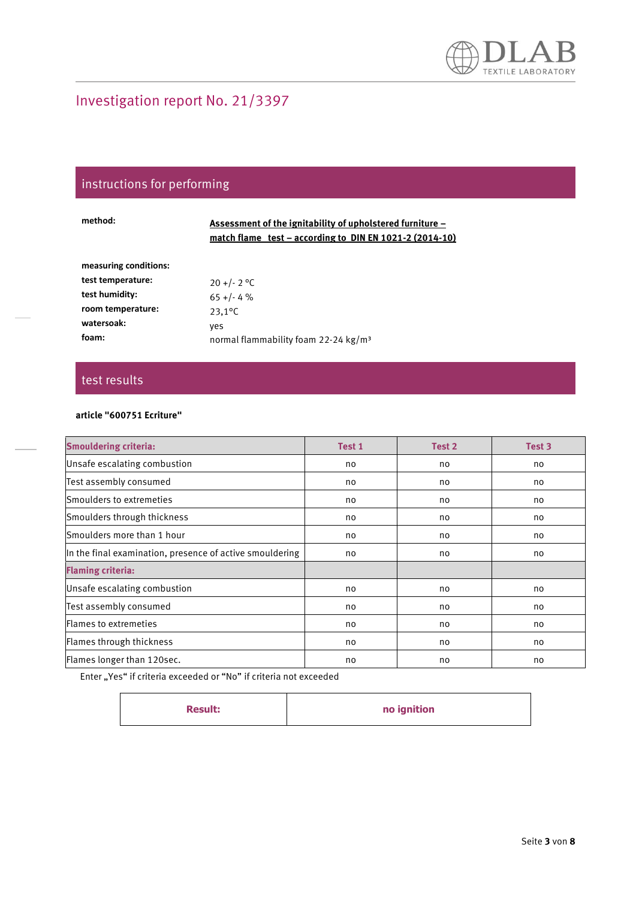# Investigation report No. 21/3397

## instructions for performing

**method:** **Assessment of the ignitability of upholstered furniture – match flame test – according to DIN EN 1021-2 (2014-10)**

**measuring conditions:**

| | |
|---|---|
| **test temperature:** | 20 +/- 2 °C |
| **test humidity:** | 65 +/- 4 % |
| **room temperature:** | 23,1°C |
| **watersoak:** | yes |
| **foam:** | normal flammability foam 22-24 kg/m³ |

## test results

**article "600751 Ecriture"**

| Smouldering criteria: | Test 1 | Test 2 | Test 3 |
|---|---|---|---|
| Unsafe escalating combustion | no | no | no |
| Test assembly consumed | no | no | no |
| Smoulders to extremeties | no | no | no |
| Smoulders through thickness | no | no | no |
| Smoulders more than 1 hour | no | no | no |
| In the final examination, presence of active smouldering | no | no | no |
| **Flaming criteria:** | | | |
| Unsafe escalating combustion | no | no | no |
| Test assembly consumed | no | no | no |
| Flames to extremeties | no | no | no |
| Flames through thickness | no | no | no |
| Flames longer than 120sec. | no | no | no |

Enter „Yes“ if criteria exceeded or “No” if criteria not exceeded

| **Result:** | **no ignition** |
|---|---|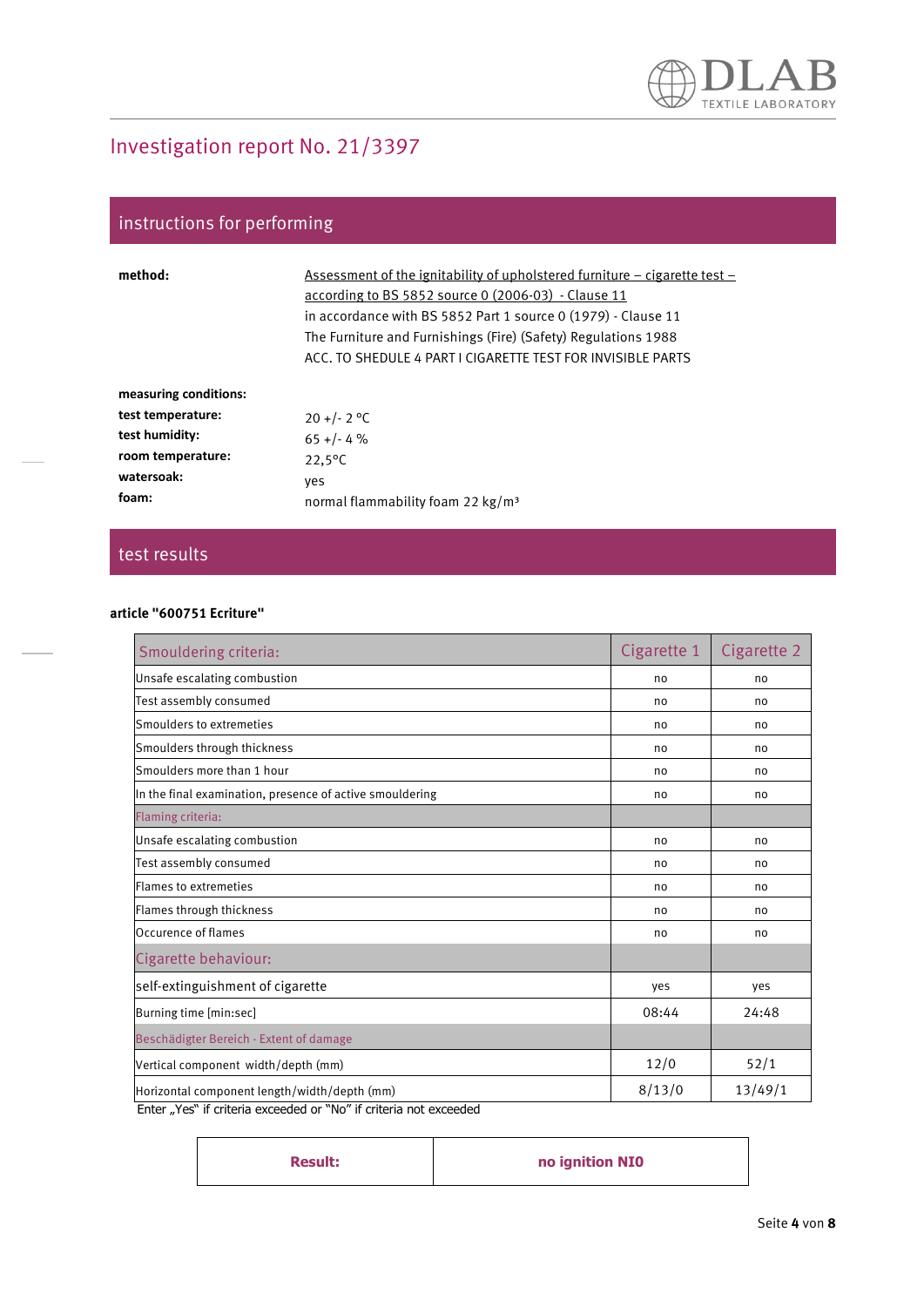# Investigation report No. 21/3397

## instructions for performing

**method:** Assessment of the ignitability of upholstered furniture – cigarette test – according to BS 5852 source 0 (2006-03) - Clause 11
in accordance with BS 5852 Part 1 source 0 (1979) - Clause 11
The Furniture and Furnishings (Fire) (Safety) Regulations 1988
ACC. TO SHEDULE 4 PART I CIGARETTE TEST FOR INVISIBLE PARTS

**measuring conditions:**

**test temperature:** 20 +/- 2 °C

**test humidity:** 65 +/- 4 %

**room temperature:** 22,5°C

**watersoak:** yes

**foam:** normal flammability foam 22 kg/m³

## test results

**article "600751 Ecriture"**

| Smouldering criteria: | Cigarette 1 | Cigarette 2 |
|---|---|---|
| Unsafe escalating combustion | no | no |
| Test assembly consumed | no | no |
| Smoulders to extremeties | no | no |
| Smoulders through thickness | no | no |
| Smoulders more than 1 hour | no | no |
| In the final examination, presence of active smouldering | no | no |
| Flaming criteria: | | |
| Unsafe escalating combustion | no | no |
| Test assembly consumed | no | no |
| Flames to extremeties | no | no |
| Flames through thickness | no | no |
| Occurence of flames | no | no |
| Cigarette behaviour: | | |
| self-extinguishment of cigarette | yes | yes |
| Burning time [min:sec] | 08:44 | 24:48 |
| Beschädigter Bereich - Extent of damage | | |
| Vertical component width/depth (mm) | 12/0 | 52/1 |
| Horizontal component length/width/depth (mm) | 8/13/0 | 13/49/1 |

Enter „Yes" if criteria exceeded or "No" if criteria not exceeded

| **Result:** | **no ignition NIO** |
|---|---|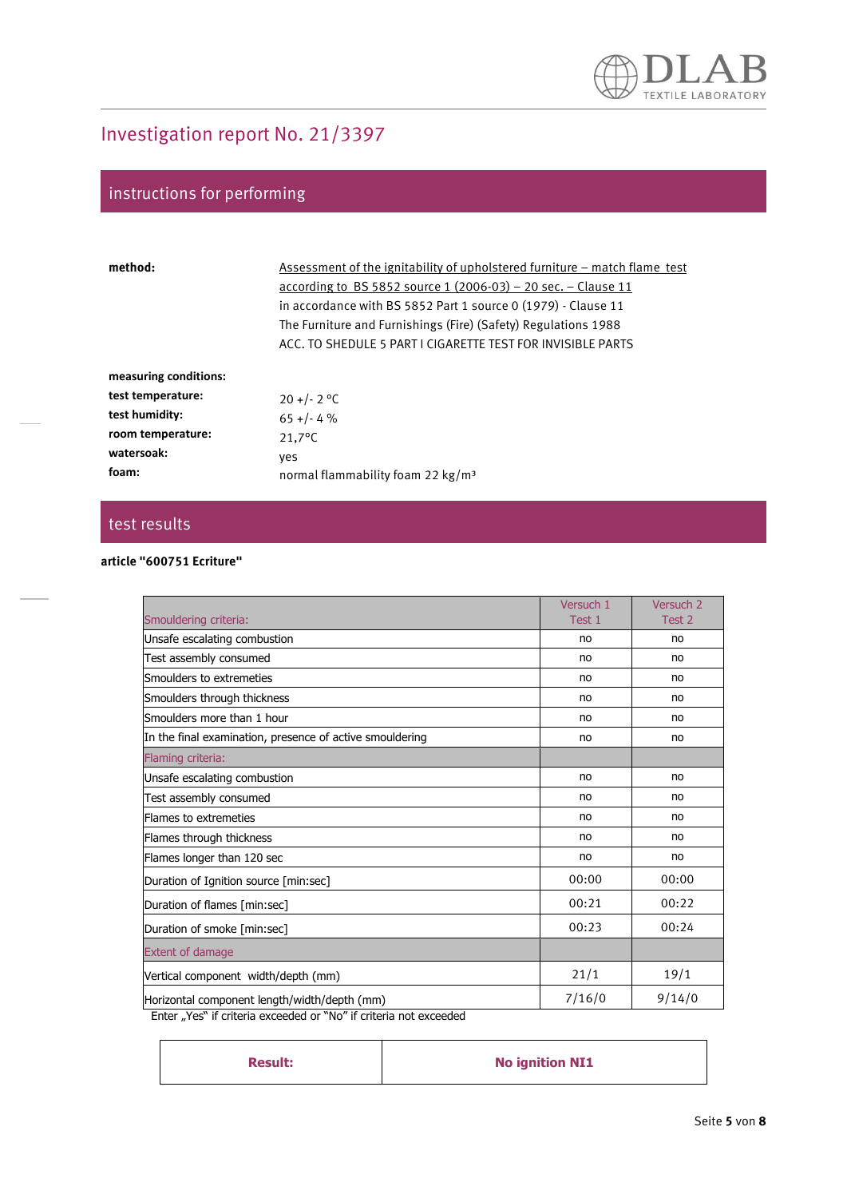# Investigation report No. 21/3397

## instructions for performing

**method:**

Assessment of the ignitability of upholstered furniture – match flame test according to BS 5852 source 1 (2006-03) – 20 sec. – Clause 11
in accordance with BS 5852 Part 1 source 0 (1979) - Clause 11
The Furniture and Furnishings (Fire) (Safety) Regulations 1988
ACC. TO SHEDULE 5 PART I CIGARETTE TEST FOR INVISIBLE PARTS

**measuring conditions:**

| | |
|---|---|
| **test temperature:** | 20 +/- 2 °C |
| **test humidity:** | 65 +/- 4 % |
| **room temperature:** | 21,7°C |
| **watersoak:** | yes |
| **foam:** | normal flammability foam 22 kg/m³ |

## test results

**article "600751 Ecriture"**

| Smouldering criteria: | Versuch 1 Test 1 | Versuch 2 Test 2 |
|---|---|---|
| Unsafe escalating combustion | no | no |
| Test assembly consumed | no | no |
| Smoulders to extremeties | no | no |
| Smoulders through thickness | no | no |
| Smoulders more than 1 hour | no | no |
| In the final examination, presence of active smouldering | no | no |
| Flaming criteria: | | |
| Unsafe escalating combustion | no | no |
| Test assembly consumed | no | no |
| Flames to extremeties | no | no |
| Flames through thickness | no | no |
| Flames longer than 120 sec | no | no |
| Duration of Ignition source [min:sec] | 00:00 | 00:00 |
| Duration of flames [min:sec] | 00:21 | 00:22 |
| Duration of smoke [min:sec] | 00:23 | 00:24 |
| Extent of damage | | |
| Vertical component width/depth (mm) | 21/1 | 19/1 |
| Horizontal component length/width/depth (mm) | 7/16/0 | 9/14/0 |

Enter „Yes“ if criteria exceeded or "No" if criteria not exceeded

| **Result:** | **No ignition NI1** |
|---|---|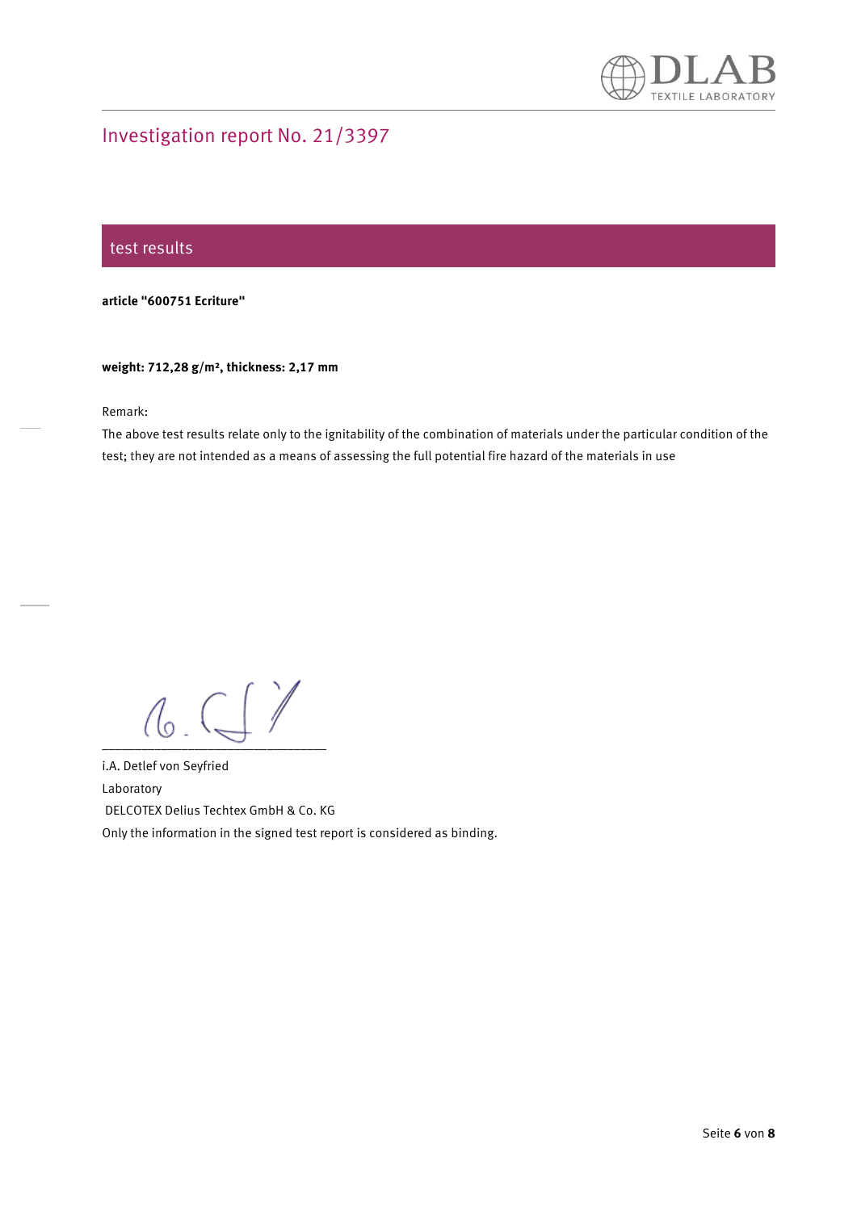# Investigation report No. 21/3397

## test results

**article "600751 Ecriture"**

**weight: 712,28 g/m², thickness: 2,17 mm**

Remark:

The above test results relate only to the ignitability of the combination of materials under the particular condition of the test; they are not intended as a means of assessing the full potential fire hazard of the materials in use

\_\_\_\_\_\_\_\_\_\_\_\_\_\_\_\_\_\_\_\_\_\_\_\_\_\_\_\_\_\_\_\_

i.A. Detlef von Seyfried

Laboratory

DELCOTEX Delius Techtex GmbH & Co. KG

Only the information in the signed test report is considered as binding.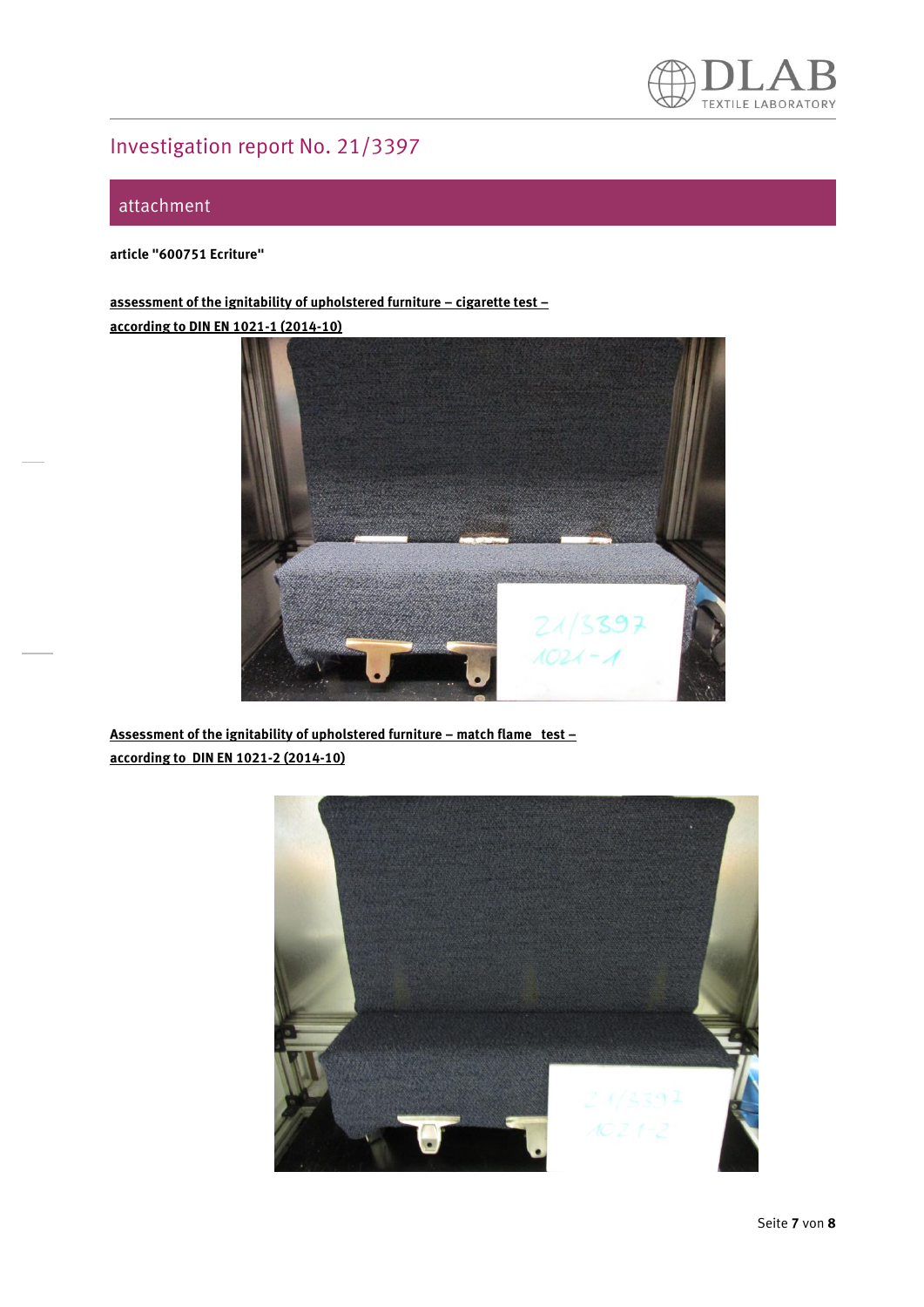# Investigation report No. 21/3397

## attachment

**article "600751 Ecriture"**

**assessment of the ignitability of upholstered furniture – cigarette test – according to DIN EN 1021-1 (2014-10)**

**Assessment of the ignitability of upholstered furniture – match flame test – according to DIN EN 1021-2 (2014-10)**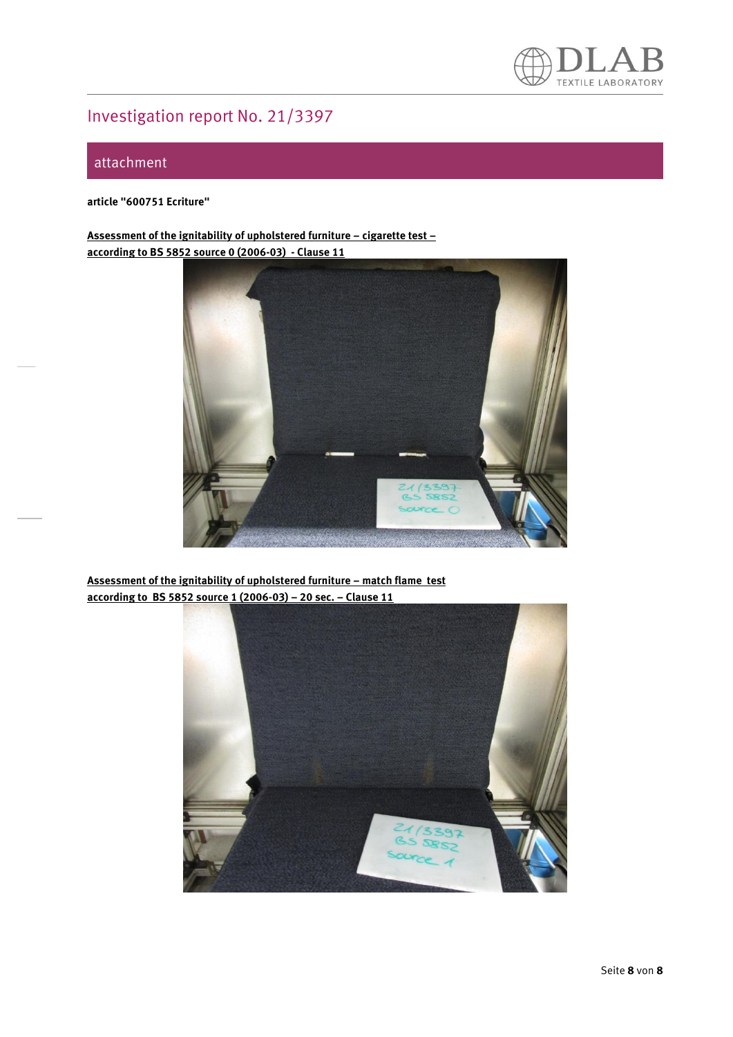# Investigation report No. 21/3397

## attachment

**article "600751 Ecriture"**

**Assessment of the ignitability of upholstered furniture – cigarette test – according to BS 5852 source 0 (2006-03) - Clause 11**

**Assessment of the ignitability of upholstered furniture – match flame test according to BS 5852 source 1 (2006-03) – 20 sec. – Clause 11**